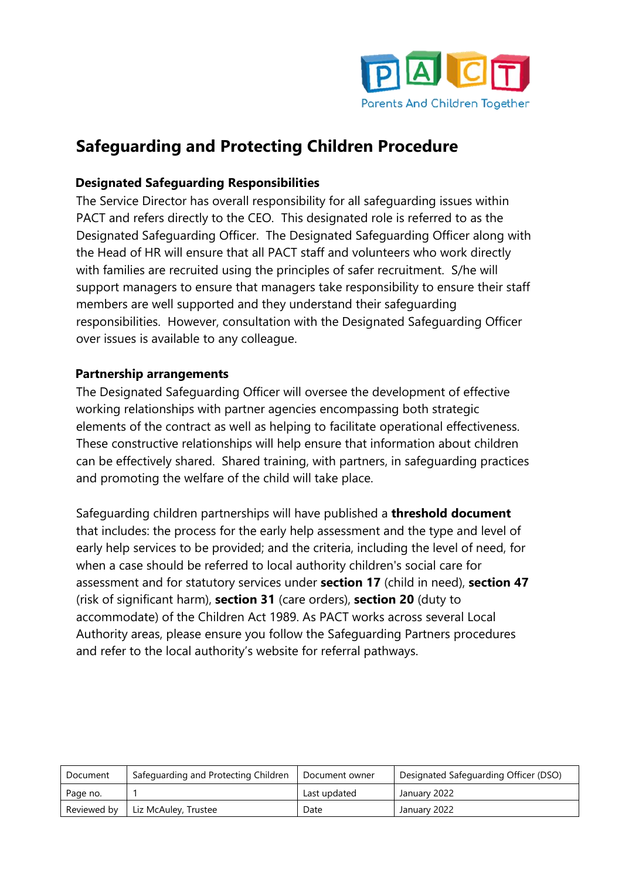# Safeguarding and Protecting Children Procedure

## Designated Safeguarding Responsibilities

The Service Director has overall responsibility for all safeguarding issues within PACT and refers directly to the CEO. This designated role is referred to as the Designated Safeguarding Officer. The Designated Safeguarding Officer along with the Head of HR will ensure that all PACT staff and volunteers who work directly with families are recruited using the principles of safer recruitment. S/he will support managers to ensure that managers take responsibility to ensure their staff members are well supported and they understand their safeguarding responsibilities. However, consultation with the Designated Safeguarding Officer over issues is available to any colleague.

## Partnership arrangements

The Designated Safeguarding Officer will oversee the development of effective working relationships with partner agencies encompassing both strategic elements of the contract as well as helping to facilitate operational effectiveness. These constructive relationships will help ensure that information about children can be effectively shared. Shared training, with partners, in safeguarding practices and promoting the welfare of the child will take place.

Safeguarding children partnerships will have published a **threshold document** that includes: the process for the early help assessment and the type and level of early help services to be provided; and the criteria, including the level of need, for when a case should be referred to local authority children's social care for assessment and for statutory services under **section 17** (child in need), **section 47** (risk of significant harm), **section 31** (care orders), **section 20** (duty to accommodate) of the Children Act 1989. As PACT works across several Local Authority areas, please ensure you follow the Safeguarding Partners procedures and refer to the local authority's website for referral pathways.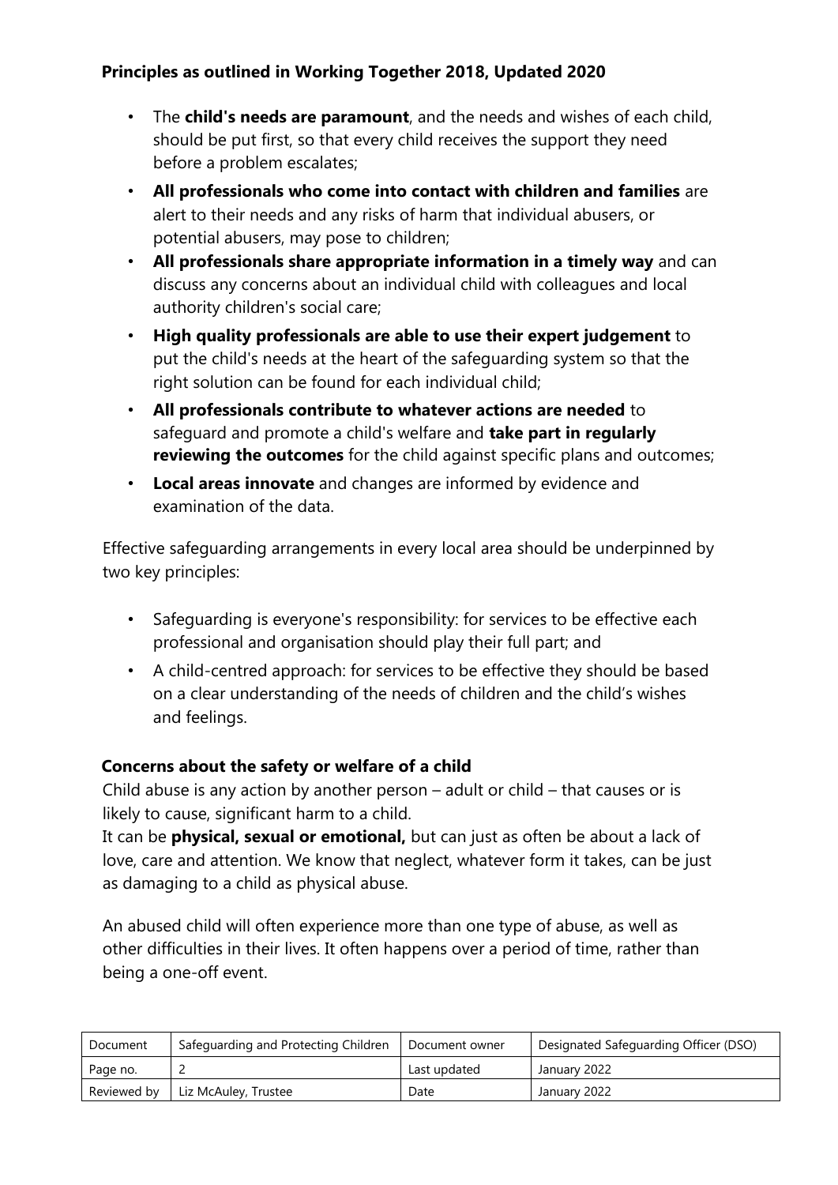**Principles as outlined in Working Together 2018, Updated 2020**

- The **child's needs are paramount**, and the needs and wishes of each child, should be put first, so that every child receives the support they need before a problem escalates;
- **All professionals who come into contact with children and families** are alert to their needs and any risks of harm that individual abusers, or potential abusers, may pose to children;
- **All professionals share appropriate information in a timely way** and can discuss any concerns about an individual child with colleagues and local authority children's social care;
- **High quality professionals are able to use their expert judgement** to put the child's needs at the heart of the safeguarding system so that the right solution can be found for each individual child;
- **All professionals contribute to whatever actions are needed** to safeguard and promote a child's welfare and **take part in regularly reviewing the outcomes** for the child against specific plans and outcomes;
- **Local areas innovate** and changes are informed by evidence and examination of the data.

Effective safeguarding arrangements in every local area should be underpinned by two key principles:

- Safeguarding is everyone's responsibility: for services to be effective each professional and organisation should play their full part; and
- A child-centred approach: for services to be effective they should be based on a clear understanding of the needs of children and the child's wishes and feelings.

**Concerns about the safety or welfare of a child**

Child abuse is any action by another person – adult or child – that causes or is likely to cause, significant harm to a child.
It can be **physical, sexual or emotional,** but can just as often be about a lack of love, care and attention. We know that neglect, whatever form it takes, can be just as damaging to a child as physical abuse.

An abused child will often experience more than one type of abuse, as well as other difficulties in their lives. It often happens over a period of time, rather than being a one-off event.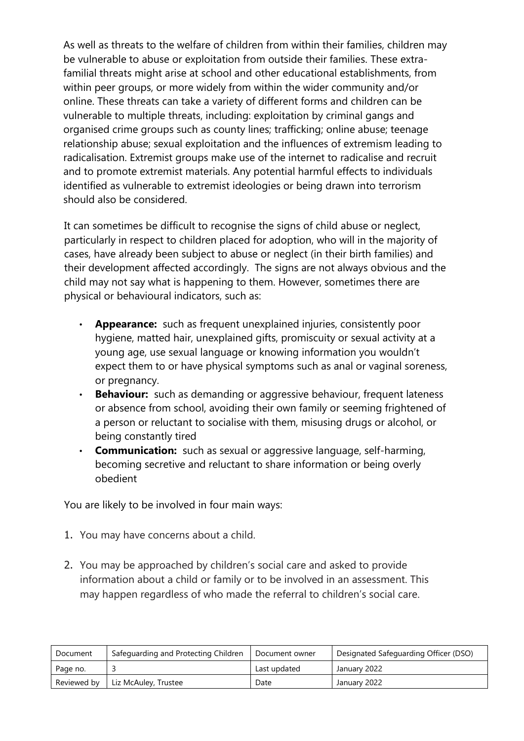As well as threats to the welfare of children from within their families, children may be vulnerable to abuse or exploitation from outside their families. These extra-familial threats might arise at school and other educational establishments, from within peer groups, or more widely from within the wider community and/or online. These threats can take a variety of different forms and children can be vulnerable to multiple threats, including: exploitation by criminal gangs and organised crime groups such as county lines; trafficking; online abuse; teenage relationship abuse; sexual exploitation and the influences of extremism leading to radicalisation. Extremist groups make use of the internet to radicalise and recruit and to promote extremist materials. Any potential harmful effects to individuals identified as vulnerable to extremist ideologies or being drawn into terrorism should also be considered.

It can sometimes be difficult to recognise the signs of child abuse or neglect, particularly in respect to children placed for adoption, who will in the majority of cases, have already been subject to abuse or neglect (in their birth families) and their development affected accordingly. The signs are not always obvious and the child may not say what is happening to them. However, sometimes there are physical or behavioural indicators, such as:

- **Appearance:** such as frequent unexplained injuries, consistently poor hygiene, matted hair, unexplained gifts, promiscuity or sexual activity at a young age, use sexual language or knowing information you wouldn't expect them to or have physical symptoms such as anal or vaginal soreness, or pregnancy.
- **Behaviour:** such as demanding or aggressive behaviour, frequent lateness or absence from school, avoiding their own family or seeming frightened of a person or reluctant to socialise with them, misusing drugs or alcohol, or being constantly tired
- **Communication:** such as sexual or aggressive language, self-harming, becoming secretive and reluctant to share information or being overly obedient

You are likely to be involved in four main ways:

1. You may have concerns about a child.
2. You may be approached by children's social care and asked to provide information about a child or family or to be involved in an assessment. This may happen regardless of who made the referral to children's social care.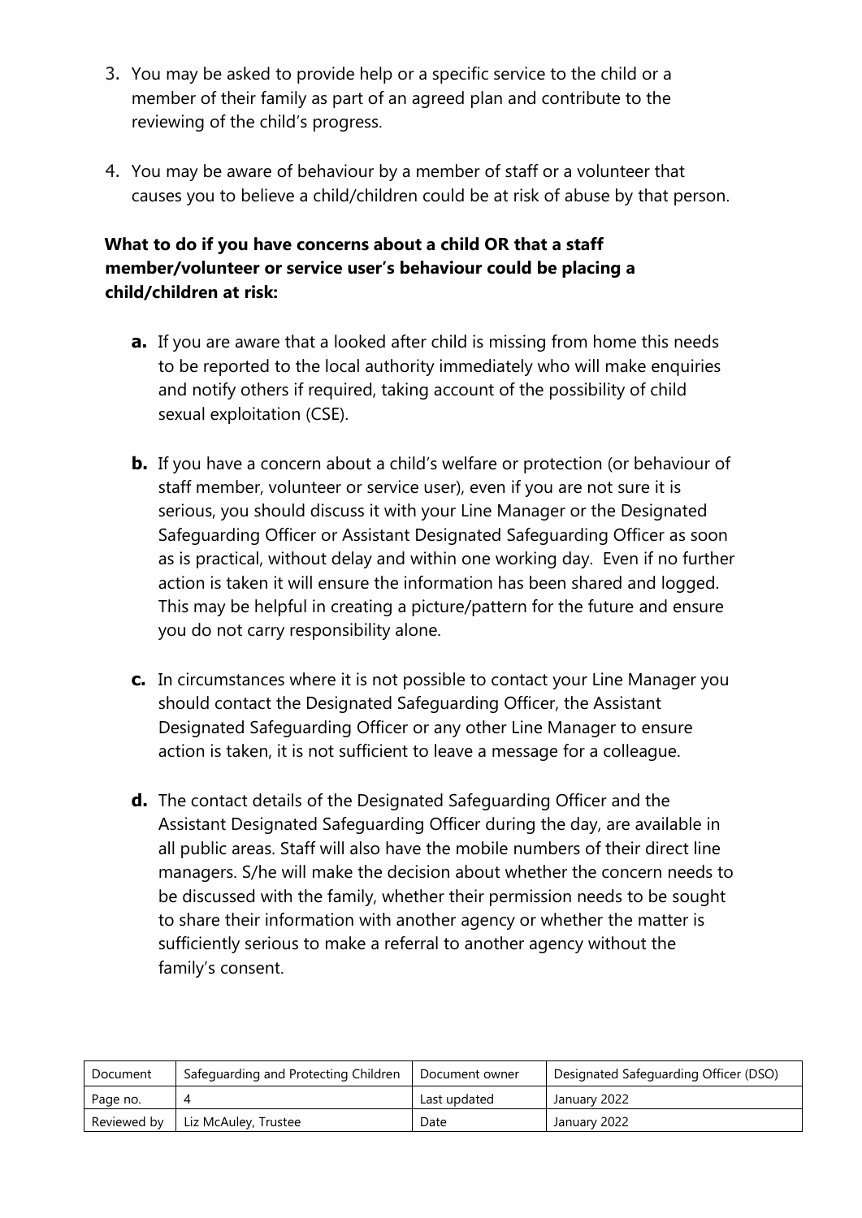3. You may be asked to provide help or a specific service to the child or a member of their family as part of an agreed plan and contribute to the reviewing of the child's progress.

4. You may be aware of behaviour by a member of staff or a volunteer that causes you to believe a child/children could be at risk of abuse by that person.

**What to do if you have concerns about a child OR that a staff member/volunteer or service user's behaviour could be placing a child/children at risk:**

**a.** If you are aware that a looked after child is missing from home this needs to be reported to the local authority immediately who will make enquiries and notify others if required, taking account of the possibility of child sexual exploitation (CSE).

**b.** If you have a concern about a child's welfare or protection (or behaviour of staff member, volunteer or service user), even if you are not sure it is serious, you should discuss it with your Line Manager or the Designated Safeguarding Officer or Assistant Designated Safeguarding Officer as soon as is practical, without delay and within one working day. Even if no further action is taken it will ensure the information has been shared and logged. This may be helpful in creating a picture/pattern for the future and ensure you do not carry responsibility alone.

**c.** In circumstances where it is not possible to contact your Line Manager you should contact the Designated Safeguarding Officer, the Assistant Designated Safeguarding Officer or any other Line Manager to ensure action is taken, it is not sufficient to leave a message for a colleague.

**d.** The contact details of the Designated Safeguarding Officer and the Assistant Designated Safeguarding Officer during the day, are available in all public areas. Staff will also have the mobile numbers of their direct line managers. S/he will make the decision about whether the concern needs to be discussed with the family, whether their permission needs to be sought to share their information with another agency or whether the matter is sufficiently serious to make a referral to another agency without the family's consent.

| Document | Safeguarding and Protecting Children | Document owner | Designated Safeguarding Officer (DSO) |
| --- | --- | --- | --- |
| Page no. | 4 | Last updated | January 2022 |
| Reviewed by | Liz McAuley, Trustee | Date | January 2022 |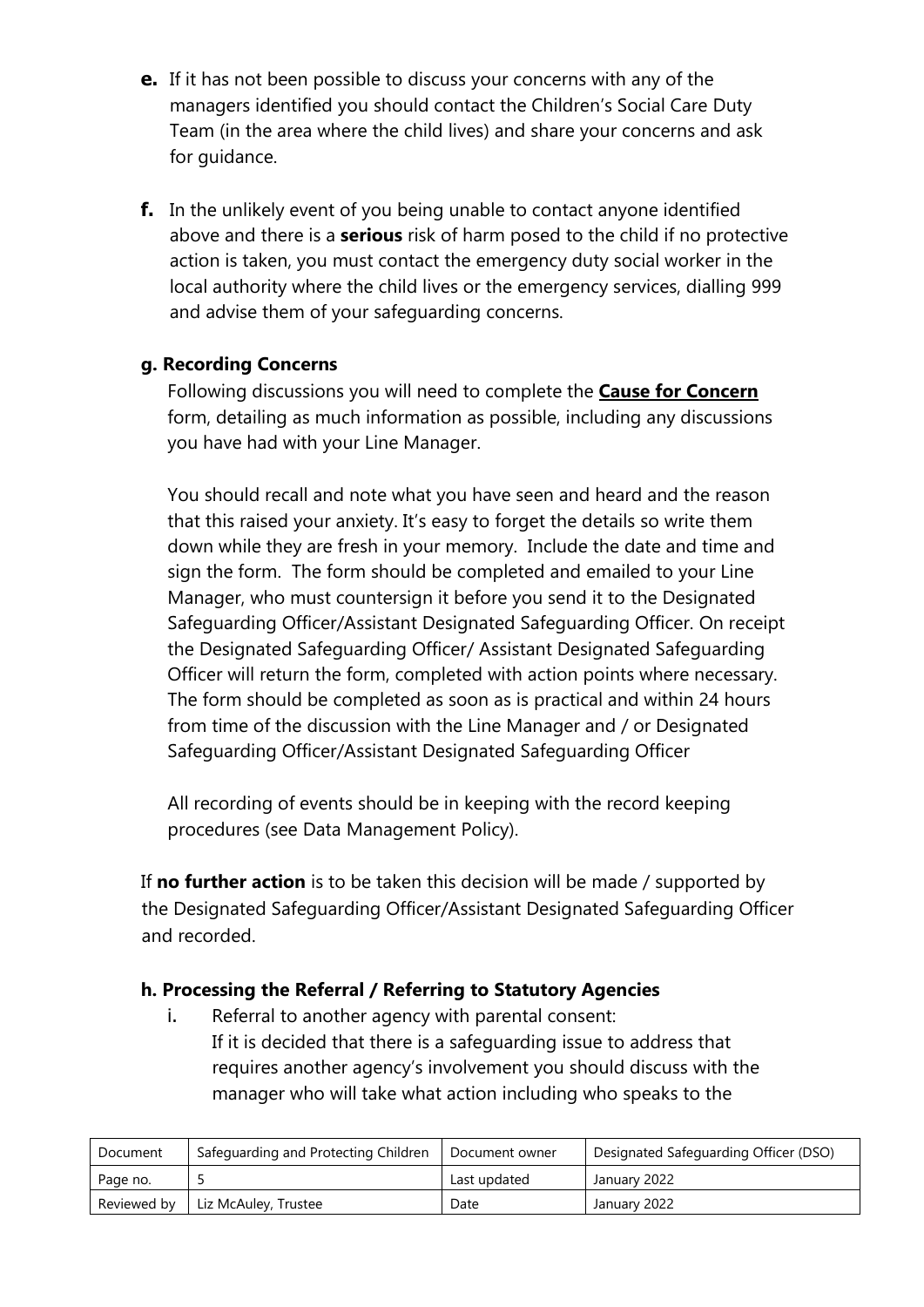**e.** If it has not been possible to discuss your concerns with any of the managers identified you should contact the Children's Social Care Duty Team (in the area where the child lives) and share your concerns and ask for guidance.

**f.** In the unlikely event of you being unable to contact anyone identified above and there is a **serious** risk of harm posed to the child if no protective action is taken, you must contact the emergency duty social worker in the local authority where the child lives or the emergency services, dialling 999 and advise them of your safeguarding concerns.

**g. Recording Concerns**

Following discussions you will need to complete the **Cause for Concern** form, detailing as much information as possible, including any discussions you have had with your Line Manager.

You should recall and note what you have seen and heard and the reason that this raised your anxiety. It's easy to forget the details so write them down while they are fresh in your memory. Include the date and time and sign the form. The form should be completed and emailed to your Line Manager, who must countersign it before you send it to the Designated Safeguarding Officer/Assistant Designated Safeguarding Officer. On receipt the Designated Safeguarding Officer/ Assistant Designated Safeguarding Officer will return the form, completed with action points where necessary. The form should be completed as soon as is practical and within 24 hours from time of the discussion with the Line Manager and / or Designated Safeguarding Officer/Assistant Designated Safeguarding Officer

All recording of events should be in keeping with the record keeping procedures (see Data Management Policy).

If **no further action** is to be taken this decision will be made / supported by the Designated Safeguarding Officer/Assistant Designated Safeguarding Officer and recorded.

**h. Processing the Referral / Referring to Statutory Agencies**

i. Referral to another agency with parental consent:
If it is decided that there is a safeguarding issue to address that requires another agency's involvement you should discuss with the manager who will take what action including who speaks to the

| Document | Safeguarding and Protecting Children | Document owner | Designated Safeguarding Officer (DSO) |
|---|---|---|---|
| Page no. | 5 | Last updated | January 2022 |
| Reviewed by | Liz McAuley, Trustee | Date | January 2022 |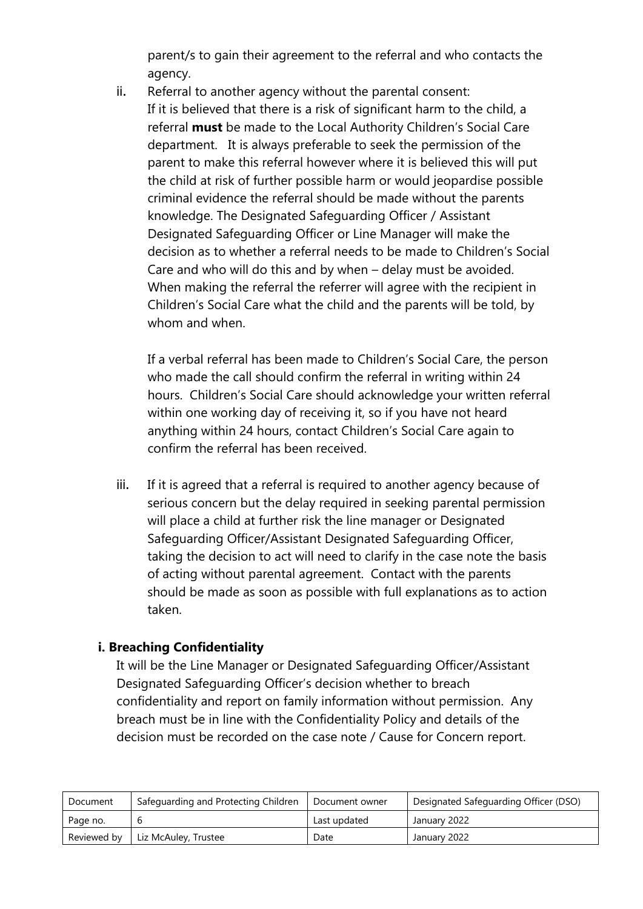parent/s to gain their agreement to the referral and who contacts the agency.

ii. Referral to another agency without the parental consent:
If it is believed that there is a risk of significant harm to the child, a referral **must** be made to the Local Authority Children's Social Care department. It is always preferable to seek the permission of the parent to make this referral however where it is believed this will put the child at risk of further possible harm or would jeopardise possible criminal evidence the referral should be made without the parents knowledge. The Designated Safeguarding Officer / Assistant Designated Safeguarding Officer or Line Manager will make the decision as to whether a referral needs to be made to Children's Social Care and who will do this and by when – delay must be avoided. When making the referral the referrer will agree with the recipient in Children's Social Care what the child and the parents will be told, by whom and when.

If a verbal referral has been made to Children's Social Care, the person who made the call should confirm the referral in writing within 24 hours. Children's Social Care should acknowledge your written referral within one working day of receiving it, so if you have not heard anything within 24 hours, contact Children's Social Care again to confirm the referral has been received.

iii. If it is agreed that a referral is required to another agency because of serious concern but the delay required in seeking parental permission will place a child at further risk the line manager or Designated Safeguarding Officer/Assistant Designated Safeguarding Officer, taking the decision to act will need to clarify in the case note the basis of acting without parental agreement. Contact with the parents should be made as soon as possible with full explanations as to action taken.

### i. Breaching Confidentiality

It will be the Line Manager or Designated Safeguarding Officer/Assistant Designated Safeguarding Officer's decision whether to breach confidentiality and report on family information without permission. Any breach must be in line with the Confidentiality Policy and details of the decision must be recorded on the case note / Cause for Concern report.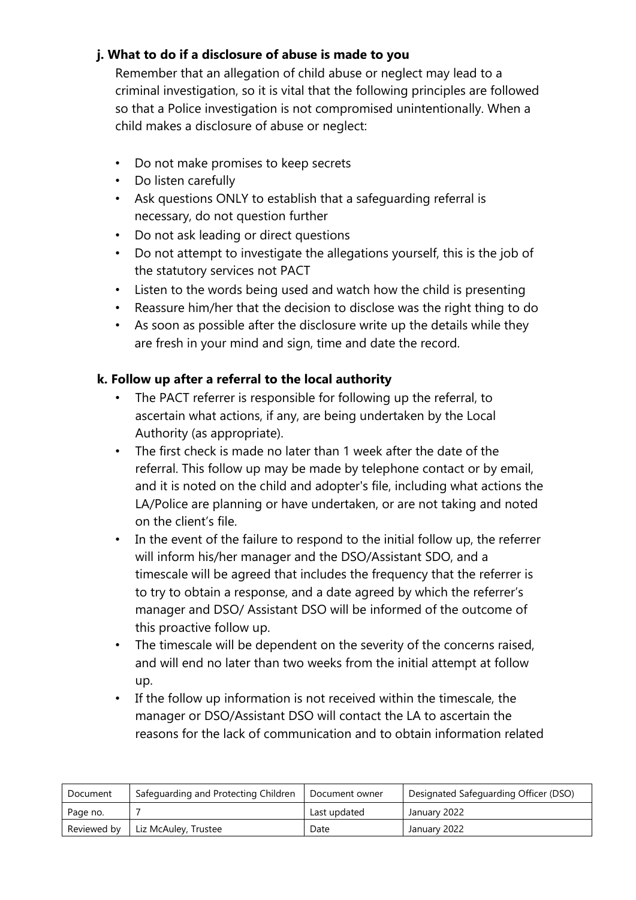### j. What to do if a disclosure of abuse is made to you

Remember that an allegation of child abuse or neglect may lead to a criminal investigation, so it is vital that the following principles are followed so that a Police investigation is not compromised unintentionally. When a child makes a disclosure of abuse or neglect:

- Do not make promises to keep secrets
- Do listen carefully
- Ask questions ONLY to establish that a safeguarding referral is necessary, do not question further
- Do not ask leading or direct questions
- Do not attempt to investigate the allegations yourself, this is the job of the statutory services not PACT
- Listen to the words being used and watch how the child is presenting
- Reassure him/her that the decision to disclose was the right thing to do
- As soon as possible after the disclosure write up the details while they are fresh in your mind and sign, time and date the record.

### k. Follow up after a referral to the local authority

- The PACT referrer is responsible for following up the referral, to ascertain what actions, if any, are being undertaken by the Local Authority (as appropriate).
- The first check is made no later than 1 week after the date of the referral. This follow up may be made by telephone contact or by email, and it is noted on the child and adopter's file, including what actions the LA/Police are planning or have undertaken, or are not taking and noted on the client's file.
- In the event of the failure to respond to the initial follow up, the referrer will inform his/her manager and the DSO/Assistant SDO, and a timescale will be agreed that includes the frequency that the referrer is to try to obtain a response, and a date agreed by which the referrer's manager and DSO/ Assistant DSO will be informed of the outcome of this proactive follow up.
- The timescale will be dependent on the severity of the concerns raised, and will end no later than two weeks from the initial attempt at follow up.
- If the follow up information is not received within the timescale, the manager or DSO/Assistant DSO will contact the LA to ascertain the reasons for the lack of communication and to obtain information related

| Document | Safeguarding and Protecting Children | Document owner | Designated Safeguarding Officer (DSO) |
|---|---|---|---|
| Page no. | 7 | Last updated | January 2022 |
| Reviewed by | Liz McAuley, Trustee | Date | January 2022 |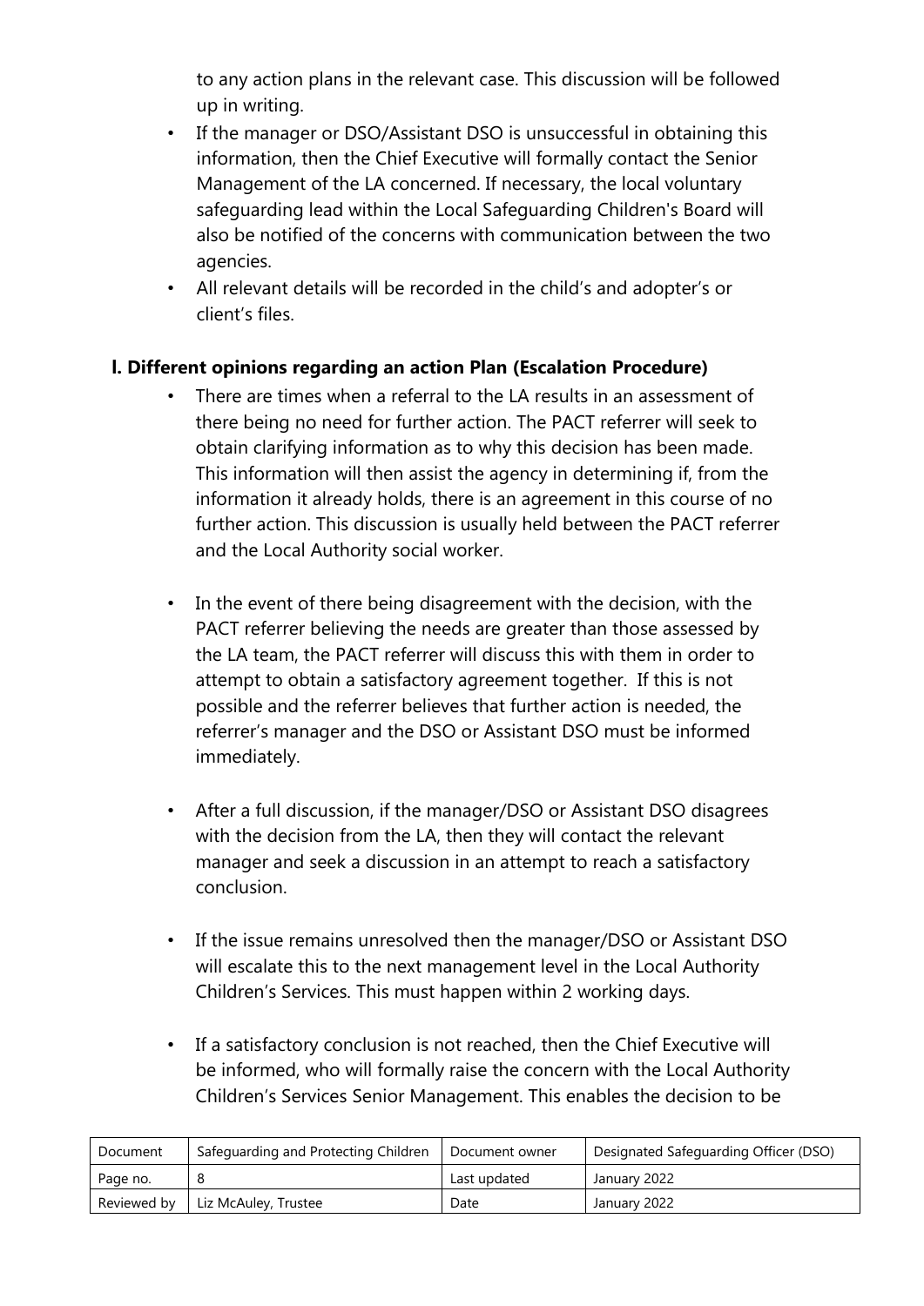to any action plans in the relevant case. This discussion will be followed up in writing.

- If the manager or DSO/Assistant DSO is unsuccessful in obtaining this information, then the Chief Executive will formally contact the Senior Management of the LA concerned. If necessary, the local voluntary safeguarding lead within the Local Safeguarding Children's Board will also be notified of the concerns with communication between the two agencies.
- All relevant details will be recorded in the child's and adopter's or client's files.

### l. Different opinions regarding an action Plan (Escalation Procedure)

- There are times when a referral to the LA results in an assessment of there being no need for further action. The PACT referrer will seek to obtain clarifying information as to why this decision has been made. This information will then assist the agency in determining if, from the information it already holds, there is an agreement in this course of no further action. This discussion is usually held between the PACT referrer and the Local Authority social worker.

- In the event of there being disagreement with the decision, with the PACT referrer believing the needs are greater than those assessed by the LA team, the PACT referrer will discuss this with them in order to attempt to obtain a satisfactory agreement together. If this is not possible and the referrer believes that further action is needed, the referrer's manager and the DSO or Assistant DSO must be informed immediately.

- After a full discussion, if the manager/DSO or Assistant DSO disagrees with the decision from the LA, then they will contact the relevant manager and seek a discussion in an attempt to reach a satisfactory conclusion.

- If the issue remains unresolved then the manager/DSO or Assistant DSO will escalate this to the next management level in the Local Authority Children's Services. This must happen within 2 working days.

- If a satisfactory conclusion is not reached, then the Chief Executive will be informed, who will formally raise the concern with the Local Authority Children's Services Senior Management. This enables the decision to be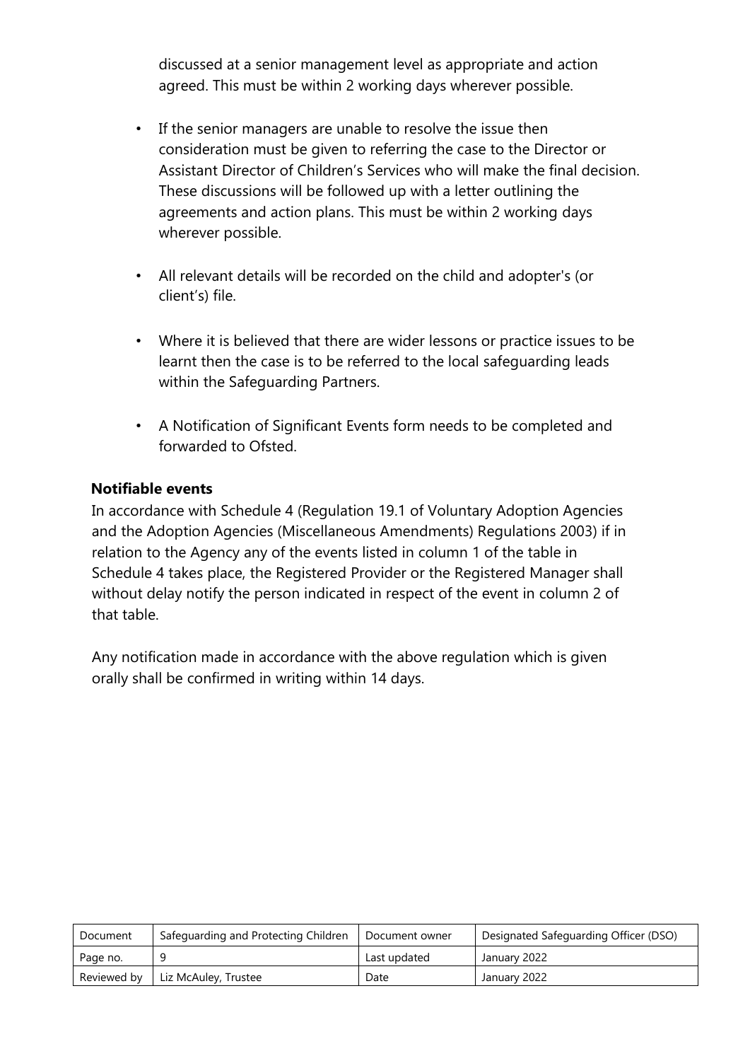discussed at a senior management level as appropriate and action agreed. This must be within 2 working days wherever possible.

- If the senior managers are unable to resolve the issue then consideration must be given to referring the case to the Director or Assistant Director of Children's Services who will make the final decision. These discussions will be followed up with a letter outlining the agreements and action plans. This must be within 2 working days wherever possible.
- All relevant details will be recorded on the child and adopter's (or client's) file.
- Where it is believed that there are wider lessons or practice issues to be learnt then the case is to be referred to the local safeguarding leads within the Safeguarding Partners.
- A Notification of Significant Events form needs to be completed and forwarded to Ofsted.

**Notifiable events**

In accordance with Schedule 4 (Regulation 19.1 of Voluntary Adoption Agencies and the Adoption Agencies (Miscellaneous Amendments) Regulations 2003) if in relation to the Agency any of the events listed in column 1 of the table in Schedule 4 takes place, the Registered Provider or the Registered Manager shall without delay notify the person indicated in respect of the event in column 2 of that table.

Any notification made in accordance with the above regulation which is given orally shall be confirmed in writing within 14 days.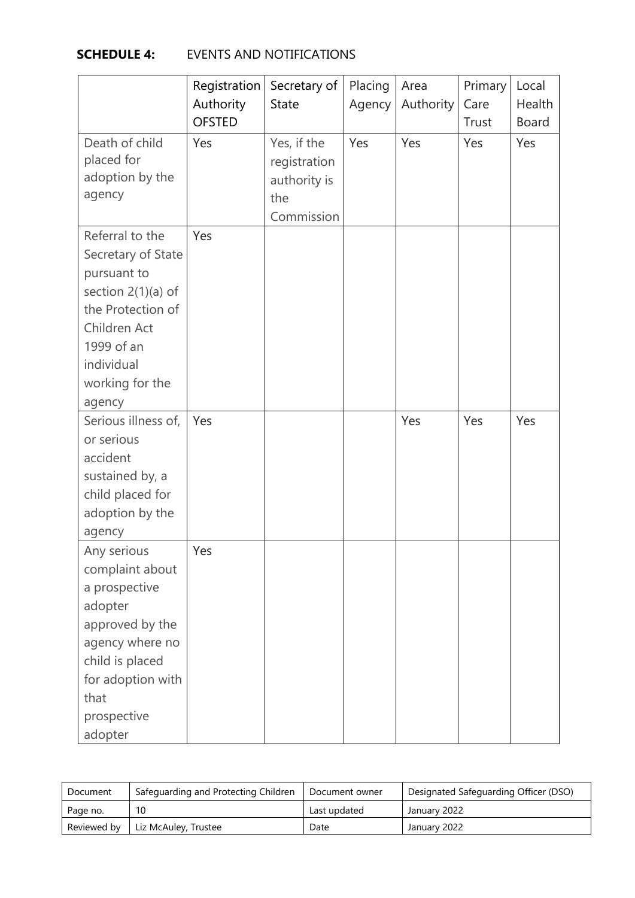**SCHEDULE 4:** EVENTS AND NOTIFICATIONS

| | Registration Authority OFSTED | Secretary of State | Placing Agency | Area Authority | Primary Care Trust | Local Health Board |
|---|---|---|---|---|---|---|
| Death of child placed for adoption by the agency | Yes | Yes, if the registration authority is the Commission | Yes | Yes | Yes | Yes |
| Referral to the Secretary of State pursuant to section 2(1)(a) of the Protection of Children Act 1999 of an individual working for the agency | Yes | | | | | |
| Serious illness of, or serious accident sustained by, a child placed for adoption by the agency | Yes | | | Yes | Yes | Yes |
| Any serious complaint about a prospective adopter approved by the agency where no child is placed for adoption with that prospective adopter | Yes | | | | | |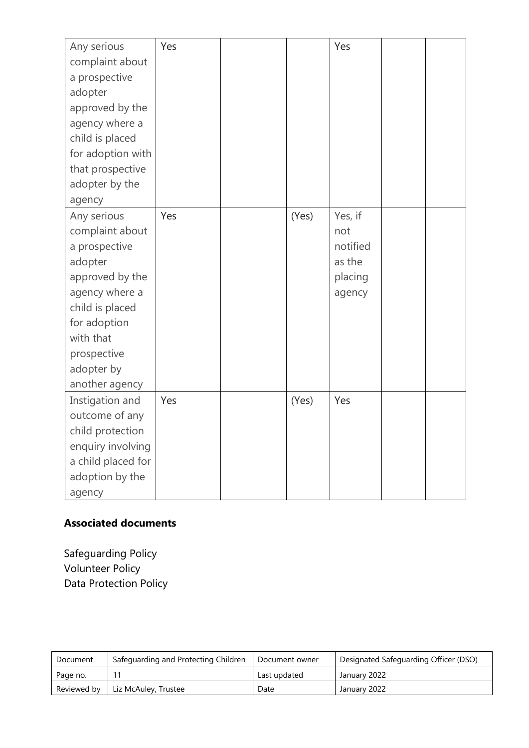| | | | | | | |
|---|---|---|---|---|---|---|
| Any serious complaint about a prospective adopter approved by the agency where a child is placed for adoption with that prospective adopter by the agency | Yes | | | Yes | | |
| Any serious complaint about a prospective adopter approved by the agency where a child is placed for adoption with that prospective adopter by another agency | Yes | | (Yes) | Yes, if not notified as the placing agency | | |
| Instigation and outcome of any child protection enquiry involving a child placed for adoption by the agency | Yes | | (Yes) | Yes | | |

**Associated documents**

Safeguarding Policy
Volunteer Policy
Data Protection Policy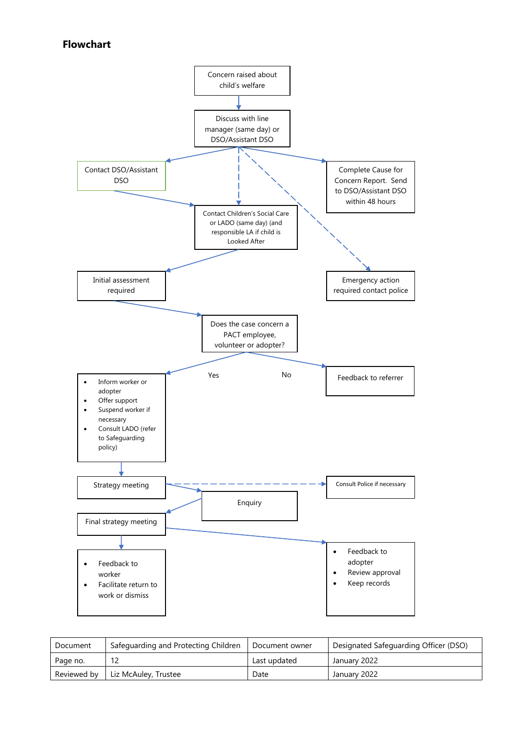## Flowchart

Concern raised about child's welfare

Discuss with line manager (same day) or DSO/Assistant DSO

Contact DSO/Assistant DSO

Complete Cause for Concern Report. Send to DSO/Assistant DSO within 48 hours

Contact Children's Social Care or LADO (same day) (and responsible LA if child is Looked After

Initial assessment required

Emergency action required contact police

Does the case concern a PACT employee, volunteer or adopter?

Yes

No

- Inform worker or adopter
- Offer support
- Suspend worker if necessary
- Consult LADO (refer to Safeguarding policy)

Feedback to referrer

Strategy meeting

Consult Police if necessary

Enquiry

Final strategy meeting

- Feedback to worker
- Facilitate return to work or dismiss

- Feedback to adopter
- Review approval
- Keep records

| | | | |
|---|---|---|---|
| Document | Safeguarding and Protecting Children | Document owner | Designated Safeguarding Officer (DSO) |
| Page no. | 12 | Last updated | January 2022 |
| Reviewed by | Liz McAuley, Trustee | Date | January 2022 |